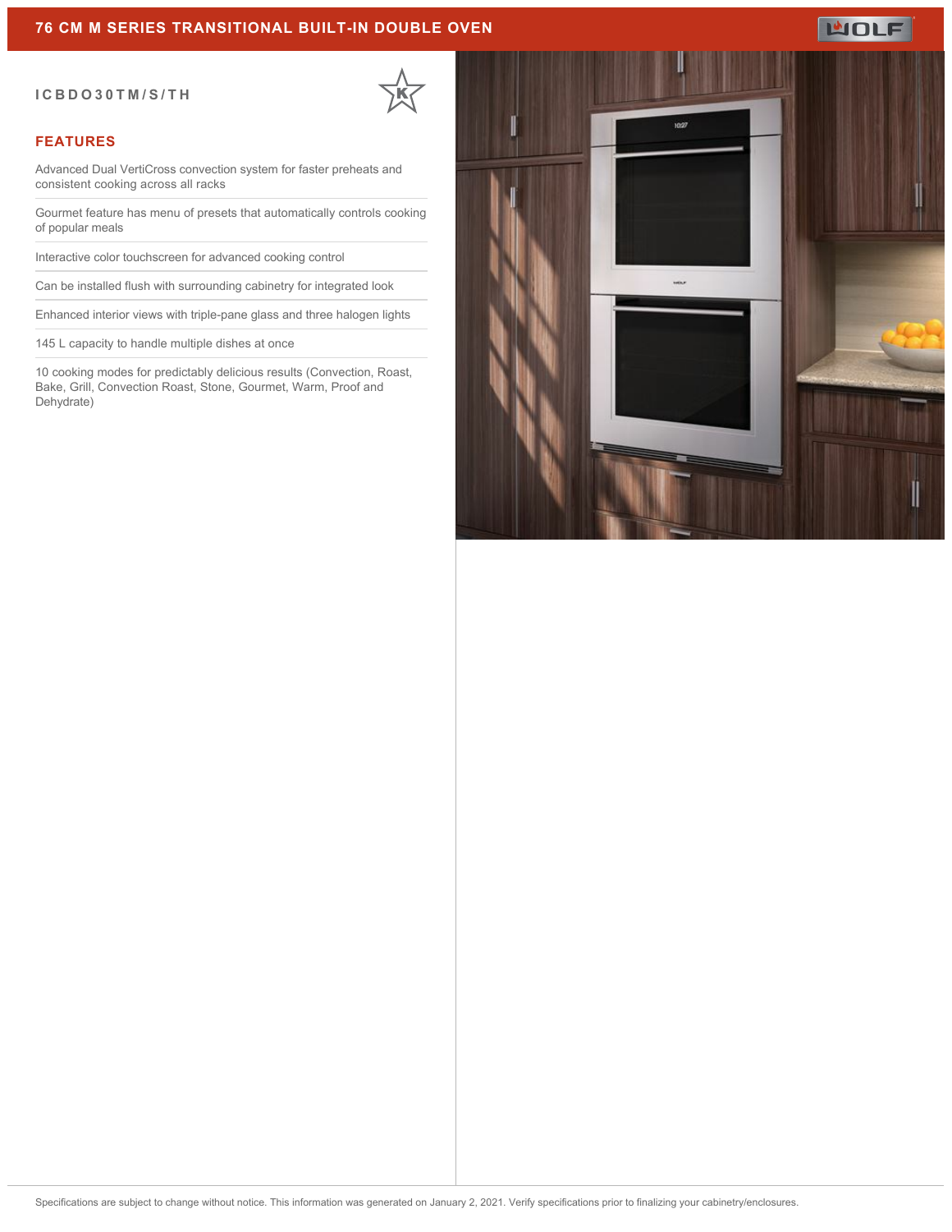# 76 CM M SERIES TRANSITIONAL BUILT-IN DOUBLE OVEN

ICBDO30TM/S/TH

## FEATURES

- Advanced Dual VertiCross convection system for faster preheats and consistent cooking across all racks
- Gourmet feature has menu of presets that automatically controls cooking of popular meals
- Interactive color touchscreen for advanced cooking control
- Can be installed flush with surrounding cabinetry for integrated look
- Enhanced interior views with triple-pane glass and three halogen lights
- 145 L capacity to handle multiple dishes at once
- 10 cooking modes for predictably delicious results (Convection, Roast, Bake, Grill, Convection Roast, Stone, Gourmet, Warm, Proof and Dehydrate)

Specifications are subject to change without notice. This information was generated on January 2, 2021. Verify specifications prior to finalizing your cabinetry/enclosures.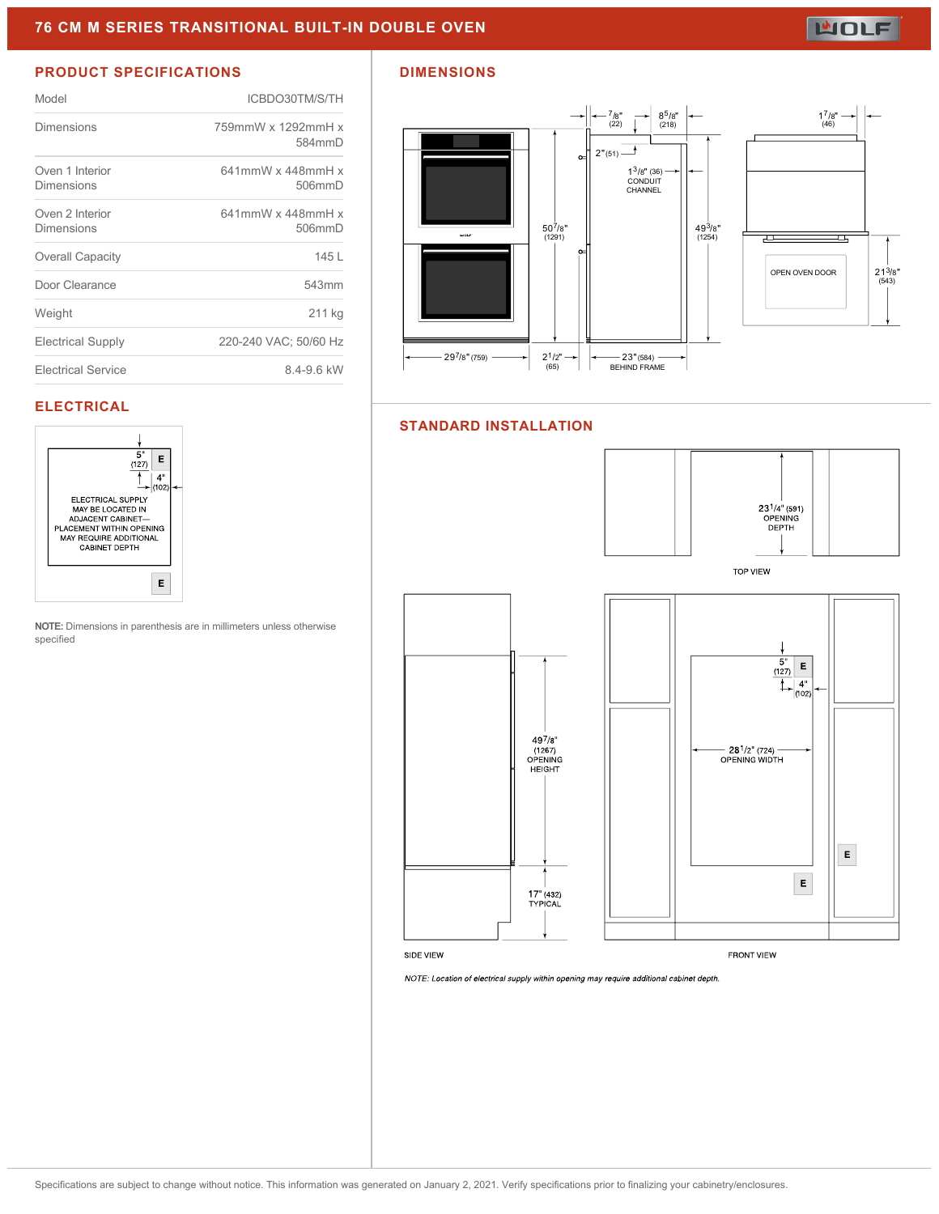# 76 CM M SERIES TRANSITIONAL BUILT-IN DOUBLE OVEN

## PRODUCT SPECIFICATIONS

| | |
|---|---|
| Model | ICBDO30TM/S/TH |
| Dimensions | 759mmW x 1292mmH x 584mmD |
| Oven 1 Interior Dimensions | 641mmW x 448mmH x 506mmD |
| Oven 2 Interior Dimensions | 641mmW x 448mmH x 506mmD |
| Overall Capacity | 145 L |
| Door Clearance | 543mm |
| Weight | 211 kg |
| Electrical Supply | 220-240 VAC; 50/60 Hz |
| Electrical Service | 8.4-9.6 kW |

## ELECTRICAL

5" (127)
E
4" (102)
ELECTRICAL SUPPLY MAY BE LOCATED IN ADJACENT CABINET—PLACEMENT WITHIN OPENING MAY REQUIRE ADDITIONAL CABINET DEPTH
E

**NOTE:** Dimensions in parenthesis are in millimeters unless otherwise specified

## DIMENSIONS

7/8" (22)
8 5/8" (218)
1 7/8" (46)
2" (51)
1 3/8" (36) CONDUIT CHANNEL
50 7/8" (1291)
49 3/8" (1254)
OPEN OVEN DOOR
21 3/8" (543)
29 7/8" (759)
2 1/2" (65)
23" (584) BEHIND FRAME

## STANDARD INSTALLATION

23 1/4" (591) OPENING DEPTH
TOP VIEW

49 7/8" (1267) OPENING HEIGHT
17" (432) TYPICAL
SIDE VIEW

5" (127)
E
4" (102)
28 1/2" (724) OPENING WIDTH
E
E
FRONT VIEW

*NOTE: Location of electrical supply within opening may require additional cabinet depth.*

Specifications are subject to change without notice. This information was generated on January 2, 2021. Verify specifications prior to finalizing your cabinetry/enclosures.